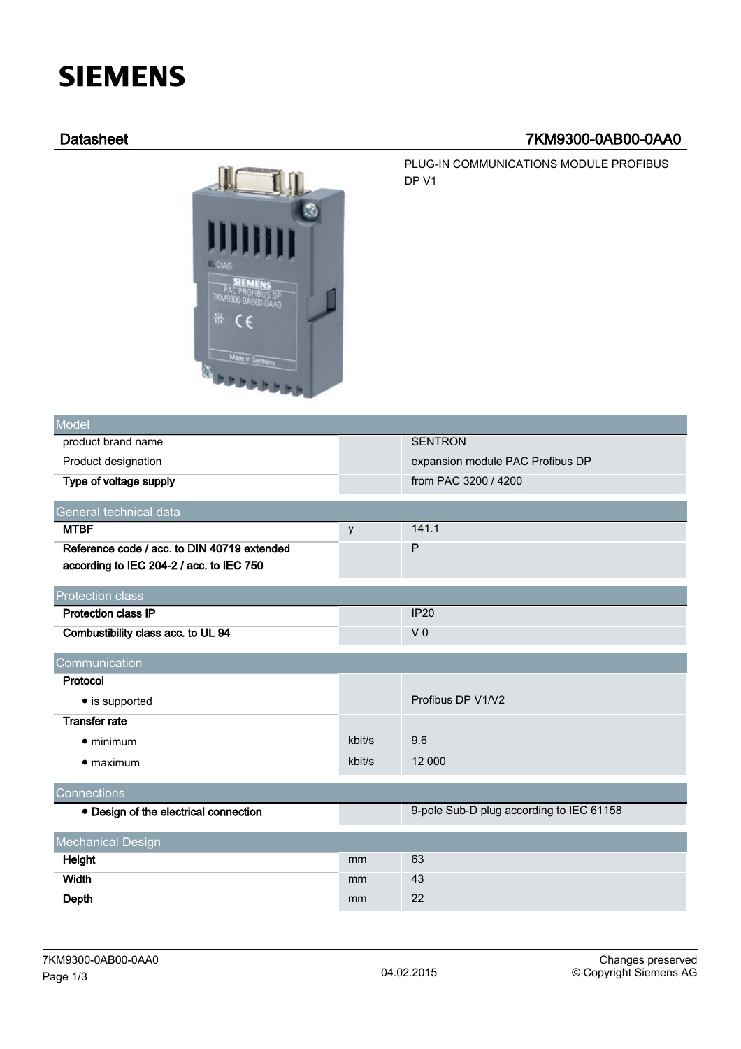# SIEMENS

## Datasheet 7KM9300-0AB00-0AA0

PLUG-IN COMMUNICATIONS MODULE PROFIBUS DP V1

| Model | | |
|---|---|---|
| product brand name | | SENTRON |
| Product designation | | expansion module PAC Profibus DP |
| **Type of voltage supply** | | from PAC 3200 / 4200 |

| General technical data | | |
|---|---|---|
| **MTBF** | y | 141.1 |
| **Reference code / acc. to DIN 40719 extended according to IEC 204-2 / acc. to IEC 750** | | P |

| Protection class | | |
|---|---|---|
| **Protection class IP** | | IP20 |
| **Combustibility class acc. to UL 94** | | V 0 |

| Communication | | |
|---|---|---|
| **Protocol** | | |
| • is supported | | Profibus DP V1/V2 |
| **Transfer rate** | | |
| • minimum | kbit/s | 9.6 |
| • maximum | kbit/s | 12 000 |

| Connections | | |
|---|---|---|
| • **Design of the electrical connection** | | 9-pole Sub-D plug according to IEC 61158 |

| Mechanical Design | | |
|---|---|---|
| **Height** | mm | 63 |
| **Width** | mm | 43 |
| **Depth** | mm | 22 |

7KM9300-0AB00-0AA0

04.02.2015

Changes preserved
© Copyright Siemens AG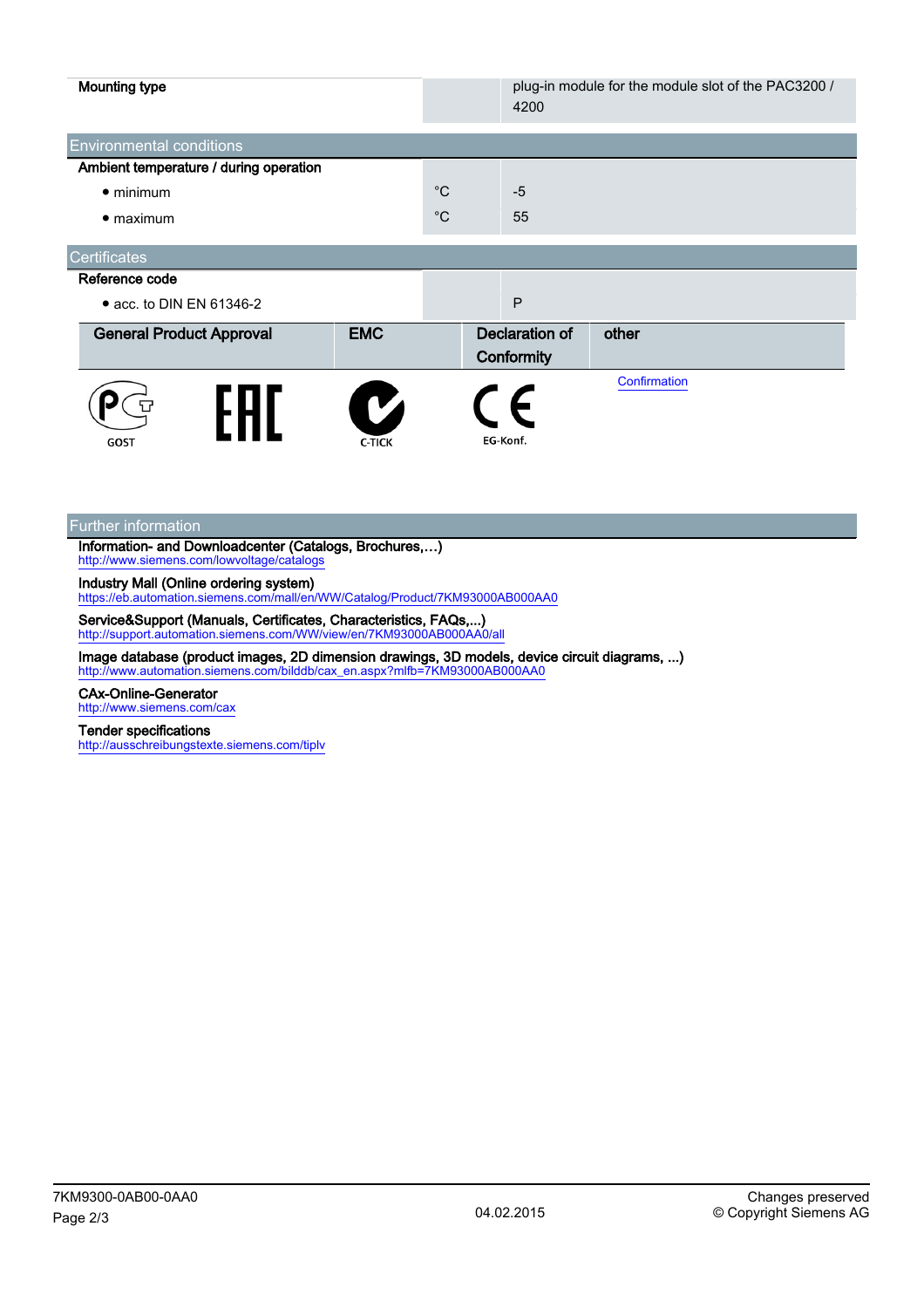| | | |
|---|---|---|
| **Mounting type** | | plug-in module for the module slot of the PAC3200 / 4200 |

## Environmental conditions

| | | |
|---|---|---|
| **Ambient temperature / during operation** | | |
| • minimum | °C | -5 |
| • maximum | °C | 55 |

## Certificates

| | | |
|---|---|---|
| **Reference code** | | |
| • acc. to DIN EN 61346-2 | | P |

| General Product Approval | | EMC | Declaration of Conformity | other |
|---|---|---|---|---|
| GOST | EAC | C-TICK | EG-Konf. | Confirmation |

## Further information

**Information- and Downloadcenter (Catalogs, Brochures,…)**
http://www.siemens.com/lowvoltage/catalogs

**Industry Mall (Online ordering system)**
https://eb.automation.siemens.com/mall/en/WW/Catalog/Product/7KM93000AB000AA0

**Service&Support (Manuals, Certificates, Characteristics, FAQs,...)**
http://support.automation.siemens.com/WW/view/en/7KM93000AB000AA0/all

**Image database (product images, 2D dimension drawings, 3D models, device circuit diagrams, ...)**
http://www.automation.siemens.com/bilddb/cax_en.aspx?mlfb=7KM93000AB000AA0

**CAx-Online-Generator**
http://www.siemens.com/cax

**Tender specifications**
http://ausschreibungstexte.siemens.com/tiplv

7KM9300-0AB00-0AA0 | 04.02.2015 | Changes preserved © Copyright Siemens AG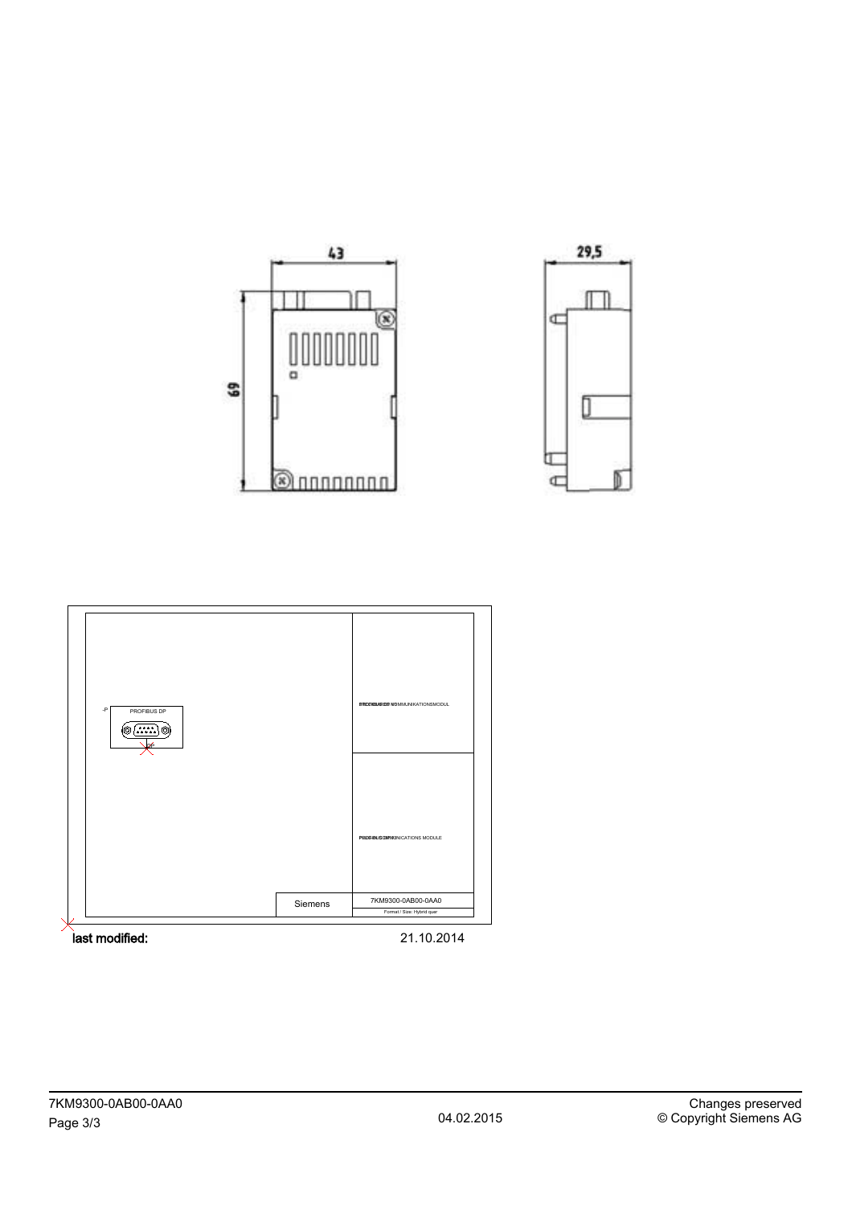43

69

29,5

-P PROFIBUS DP

PROFIBUS DP KOMMUNIKATIONSMODUL

PROFIBUS COMMUNICATIONS MODULE

Siemens

7KM9300-0AB00-0AA0

Format / Size: Hybrid quer

**last modified:** 21.10.2014

7KM9300-0AB00-0AA0

04.02.2015

Changes preserved
© Copyright Siemens AG